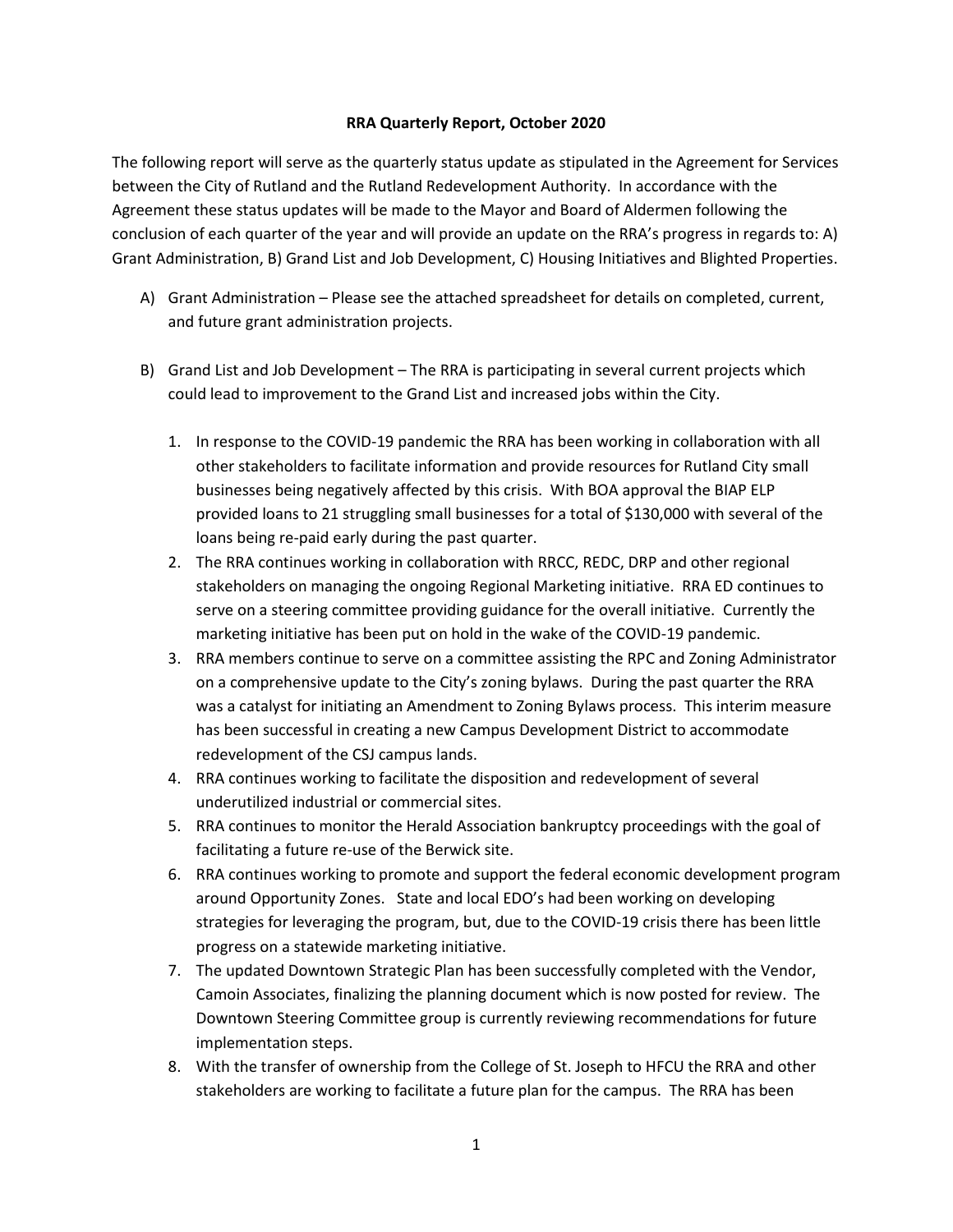**RRA Quarterly Report, October 2020**

The following report will serve as the quarterly status update as stipulated in the Agreement for Services between the City of Rutland and the Rutland Redevelopment Authority. In accordance with the Agreement these status updates will be made to the Mayor and Board of Aldermen following the conclusion of each quarter of the year and will provide an update on the RRA's progress in regards to: A) Grant Administration, B) Grand List and Job Development, C) Housing Initiatives and Blighted Properties.

A) Grant Administration – Please see the attached spreadsheet for details on completed, current, and future grant administration projects.

B) Grand List and Job Development – The RRA is participating in several current projects which could lead to improvement to the Grand List and increased jobs within the City.

1. In response to the COVID-19 pandemic the RRA has been working in collaboration with all other stakeholders to facilitate information and provide resources for Rutland City small businesses being negatively affected by this crisis. With BOA approval the BIAP ELP provided loans to 21 struggling small businesses for a total of $130,000 with several of the loans being re-paid early during the past quarter.
2. The RRA continues working in collaboration with RRCC, REDC, DRP and other regional stakeholders on managing the ongoing Regional Marketing initiative. RRA ED continues to serve on a steering committee providing guidance for the overall initiative. Currently the marketing initiative has been put on hold in the wake of the COVID-19 pandemic.
3. RRA members continue to serve on a committee assisting the RPC and Zoning Administrator on a comprehensive update to the City's zoning bylaws. During the past quarter the RRA was a catalyst for initiating an Amendment to Zoning Bylaws process. This interim measure has been successful in creating a new Campus Development District to accommodate redevelopment of the CSJ campus lands.
4. RRA continues working to facilitate the disposition and redevelopment of several underutilized industrial or commercial sites.
5. RRA continues to monitor the Herald Association bankruptcy proceedings with the goal of facilitating a future re-use of the Berwick site.
6. RRA continues working to promote and support the federal economic development program around Opportunity Zones. State and local EDO's had been working on developing strategies for leveraging the program, but, due to the COVID-19 crisis there has been little progress on a statewide marketing initiative.
7. The updated Downtown Strategic Plan has been successfully completed with the Vendor, Camoin Associates, finalizing the planning document which is now posted for review. The Downtown Steering Committee group is currently reviewing recommendations for future implementation steps.
8. With the transfer of ownership from the College of St. Joseph to HFCU the RRA and other stakeholders are working to facilitate a future plan for the campus. The RRA has been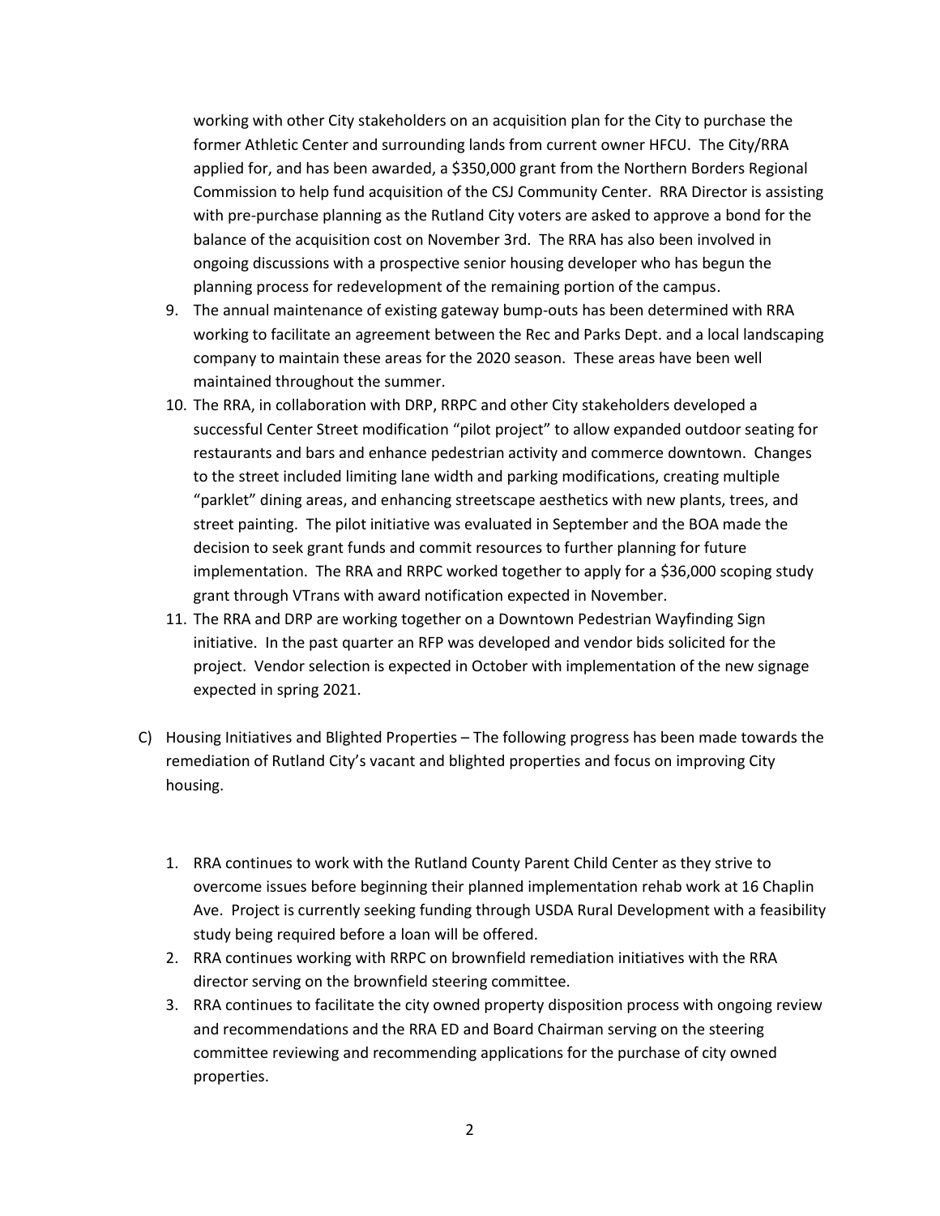working with other City stakeholders on an acquisition plan for the City to purchase the former Athletic Center and surrounding lands from current owner HFCU. The City/RRA applied for, and has been awarded, a $350,000 grant from the Northern Borders Regional Commission to help fund acquisition of the CSJ Community Center. RRA Director is assisting with pre-purchase planning as the Rutland City voters are asked to approve a bond for the balance of the acquisition cost on November 3rd. The RRA has also been involved in ongoing discussions with a prospective senior housing developer who has begun the planning process for redevelopment of the remaining portion of the campus.

9. The annual maintenance of existing gateway bump-outs has been determined with RRA working to facilitate an agreement between the Rec and Parks Dept. and a local landscaping company to maintain these areas for the 2020 season. These areas have been well maintained throughout the summer.
10. The RRA, in collaboration with DRP, RRPC and other City stakeholders developed a successful Center Street modification "pilot project" to allow expanded outdoor seating for restaurants and bars and enhance pedestrian activity and commerce downtown. Changes to the street included limiting lane width and parking modifications, creating multiple "parklet" dining areas, and enhancing streetscape aesthetics with new plants, trees, and street painting. The pilot initiative was evaluated in September and the BOA made the decision to seek grant funds and commit resources to further planning for future implementation. The RRA and RRPC worked together to apply for a $36,000 scoping study grant through VTrans with award notification expected in November.
11. The RRA and DRP are working together on a Downtown Pedestrian Wayfinding Sign initiative. In the past quarter an RFP was developed and vendor bids solicited for the project. Vendor selection is expected in October with implementation of the new signage expected in spring 2021.

C) Housing Initiatives and Blighted Properties – The following progress has been made towards the remediation of Rutland City's vacant and blighted properties and focus on improving City housing.

1. RRA continues to work with the Rutland County Parent Child Center as they strive to overcome issues before beginning their planned implementation rehab work at 16 Chaplin Ave. Project is currently seeking funding through USDA Rural Development with a feasibility study being required before a loan will be offered.
2. RRA continues working with RRPC on brownfield remediation initiatives with the RRA director serving on the brownfield steering committee.
3. RRA continues to facilitate the city owned property disposition process with ongoing review and recommendations and the RRA ED and Board Chairman serving on the steering committee reviewing and recommending applications for the purchase of city owned properties.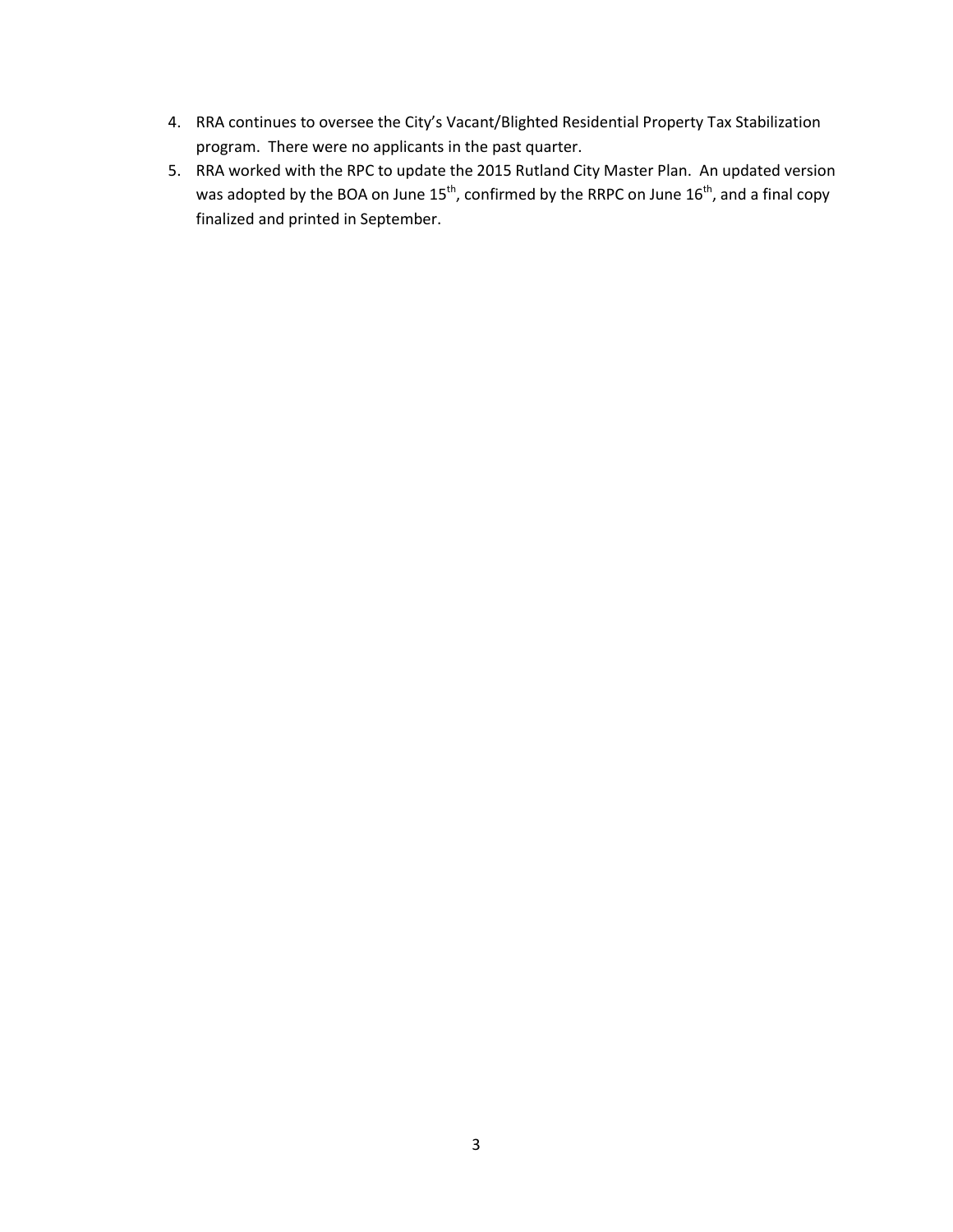4. RRA continues to oversee the City's Vacant/Blighted Residential Property Tax Stabilization program. There were no applicants in the past quarter.
5. RRA worked with the RPC to update the 2015 Rutland City Master Plan. An updated version was adopted by the BOA on June 15th, confirmed by the RRPC on June 16th, and a final copy finalized and printed in September.